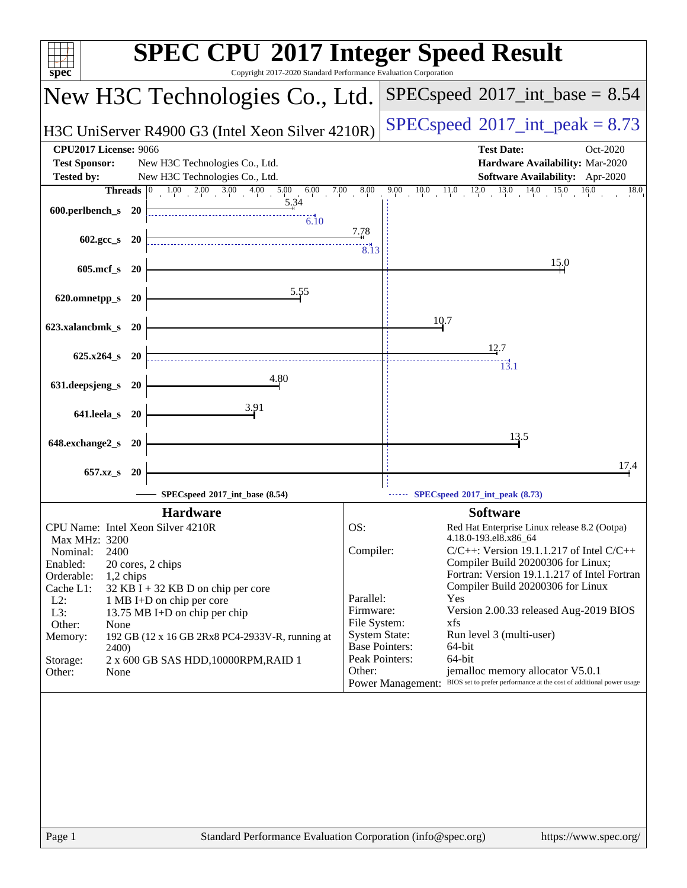# SPEC CPU 2017 Integer Speed Result

Copyright 2017-2020 Standard Performance Evaluation Corporation

## New H3C Technologies Co., Ltd.

H3C UniServer R4900 G3 (Intel Xeon Silver 4210R)

SPECspeed 2017_int_base = 8.54

SPECspeed 2017_int_peak = 8.73

| | | | |
|---|---|---|---|
| **CPU2017 License:** | 9066 | **Test Date:** | Oct-2020 |
| **Test Sponsor:** | New H3C Technologies Co., Ltd. | **Hardware Availability:** | Mar-2020 |
| **Tested by:** | New H3C Technologies Co., Ltd. | **Software Availability:** | Apr-2020 |

| Benchmark | Threads | Base | Peak |
|---|---|---|---|
| 600.perlbench_s | 20 | 5.34 | 6.10 |
| 602.gcc_s | 20 | 7.78 | 8.13 |
| 605.mcf_s | 20 | 15.0 | |
| 620.omnetpp_s | 20 | 5.55 | |
| 623.xalancbmk_s | 20 | 10.7 | |
| 625.x264_s | 20 | 12.7 | 13.1 |
| 631.deepsjeng_s | 20 | 4.80 | |
| 641.leela_s | 20 | 3.91 | |
| 648.exchange2_s | 20 | 13.5 | |
| 657.xz_s | 20 | 17.4 | |

SPECspeed 2017_int_base (8.54)

SPECspeed 2017_int_peak (8.73)

### Hardware

| | |
|---|---|
| CPU Name: | Intel Xeon Silver 4210R |
| Max MHz: | 3200 |
| Nominal: | 2400 |
| Enabled: | 20 cores, 2 chips |
| Orderable: | 1,2 chips |
| Cache L1: | 32 KB I + 32 KB D on chip per core |
| L2: | 1 MB I+D on chip per core |
| L3: | 13.75 MB I+D on chip per chip |
| Other: | None |
| Memory: | 192 GB (12 x 16 GB 2Rx8 PC4-2933V-R, running at 2400) |
| Storage: | 2 x 600 GB SAS HDD,10000RPM,RAID 1 |
| Other: | None |

### Software

| | |
|---|---|
| OS: | Red Hat Enterprise Linux release 8.2 (Ootpa) 4.18.0-193.el8.x86_64 |
| Compiler: | C/C++: Version 19.1.1.217 of Intel C/C++ Compiler Build 20200306 for Linux; Fortran: Version 19.1.1.217 of Intel Fortran Compiler Build 20200306 for Linux |
| Parallel: | Yes |
| Firmware: | Version 2.00.33 released Aug-2019 BIOS |
| File System: | xfs |
| System State: | Run level 3 (multi-user) |
| Base Pointers: | 64-bit |
| Peak Pointers: | 64-bit |
| Other: | jemalloc memory allocator V5.0.1 |
| Power Management: | BIOS set to prefer performance at the cost of additional power usage |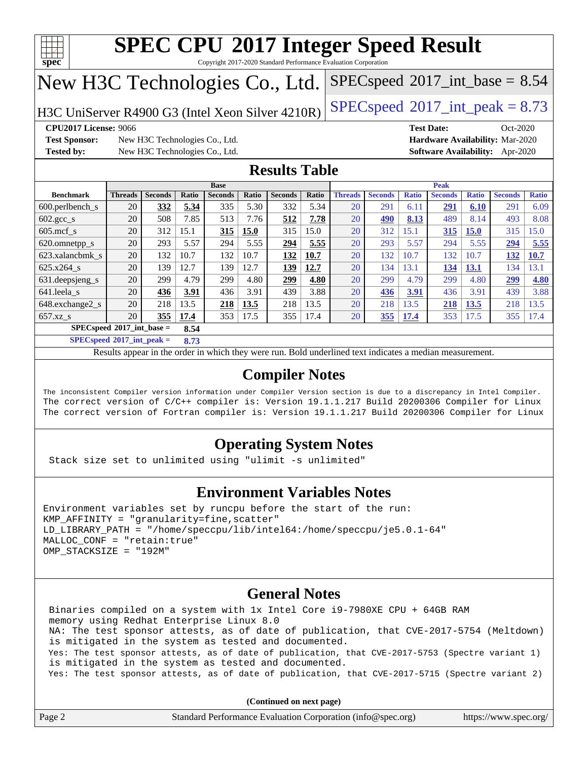# SPEC CPU 2017 Integer Speed Result

Copyright 2017-2020 Standard Performance Evaluation Corporation

## New H3C Technologies Co., Ltd.

H3C UniServer R4900 G3 (Intel Xeon Silver 4210R)

SPECspeed 2017_int_base = 8.54

SPECspeed 2017_int_peak = 8.73

**CPU2017 License:** 9066
**Test Sponsor:** New H3C Technologies Co., Ltd.
**Tested by:** New H3C Technologies Co., Ltd.
**Test Date:** Oct-2020
**Hardware Availability:** Mar-2020
**Software Availability:** Apr-2020

## Results Table

| Benchmark | Base | | | | | | | Peak | | | | | | |
|---|---|---|---|---|---|---|---|---|---|---|---|---|---|---|
| | Threads | Seconds | Ratio | Seconds | Ratio | Seconds | Ratio | Threads | Seconds | Ratio | Seconds | Ratio | Seconds | Ratio |
| 600.perlbench_s | 20 | **332** | **5.34** | 335 | 5.30 | 332 | 5.34 | 20 | 291 | 6.11 | **291** | **6.10** | 291 | 6.09 |
| 602.gcc_s | 20 | 508 | 7.85 | 513 | 7.76 | **512** | **7.78** | 20 | **490** | **8.13** | 489 | 8.14 | 493 | 8.08 |
| 605.mcf_s | 20 | 312 | 15.1 | **315** | **15.0** | 315 | 15.0 | 20 | 312 | 15.1 | **315** | **15.0** | 315 | 15.0 |
| 620.omnetpp_s | 20 | 293 | 5.57 | 294 | 5.55 | **294** | **5.55** | 20 | 293 | 5.57 | 294 | 5.55 | **294** | **5.55** |
| 623.xalancbmk_s | 20 | 132 | 10.7 | 132 | 10.7 | **132** | **10.7** | 20 | 132 | 10.7 | 132 | 10.7 | **132** | **10.7** |
| 625.x264_s | 20 | 139 | 12.7 | 139 | 12.7 | **139** | **12.7** | 20 | 134 | 13.1 | **134** | **13.1** | 134 | 13.1 |
| 631.deepsjeng_s | 20 | 299 | 4.79 | 299 | 4.80 | **299** | **4.80** | 20 | 299 | 4.79 | 299 | 4.80 | **299** | **4.80** |
| 641.leela_s | 20 | **436** | **3.91** | 436 | 3.91 | 439 | 3.88 | 20 | **436** | **3.91** | 436 | 3.91 | 439 | 3.88 |
| 648.exchange2_s | 20 | 218 | 13.5 | **218** | **13.5** | 218 | 13.5 | 20 | 218 | 13.5 | **218** | **13.5** | 218 | 13.5 |
| 657.xz_s | 20 | **355** | **17.4** | 353 | 17.5 | 355 | 17.4 | 20 | **355** | **17.4** | 353 | 17.5 | 355 | 17.4 |

**SPECspeed 2017_int_base = 8.54**

**SPECspeed 2017_int_peak = 8.73**

Results appear in the order in which they were run. Bold underlined text indicates a median measurement.

## Compiler Notes

```
The inconsistent Compiler version information under Compiler Version section is due to a discrepancy in Intel Compiler.
The correct version of C/C++ compiler is: Version 19.1.1.217 Build 20200306 Compiler for Linux
The correct version of Fortran compiler is: Version 19.1.1.217 Build 20200306 Compiler for Linux
```

## Operating System Notes

```
Stack size set to unlimited using "ulimit -s unlimited"
```

## Environment Variables Notes

```
Environment variables set by runcpu before the start of the run:
KMP_AFFINITY = "granularity=fine,scatter"
LD_LIBRARY_PATH = "/home/speccpu/lib/intel64:/home/speccpu/je5.0.1-64"
MALLOC_CONF = "retain:true"
OMP_STACKSIZE = "192M"
```

## General Notes

```
Binaries compiled on a system with 1x Intel Core i9-7980XE CPU + 64GB RAM
memory using Redhat Enterprise Linux 8.0
NA: The test sponsor attests, as of date of publication, that CVE-2017-5754 (Meltdown)
is mitigated in the system as tested and documented.
Yes: The test sponsor attests, as of date of publication, that CVE-2017-5753 (Spectre variant 1)
is mitigated in the system as tested and documented.
Yes: The test sponsor attests, as of date of publication, that CVE-2017-5715 (Spectre variant 2)
```

**(Continued on next page)**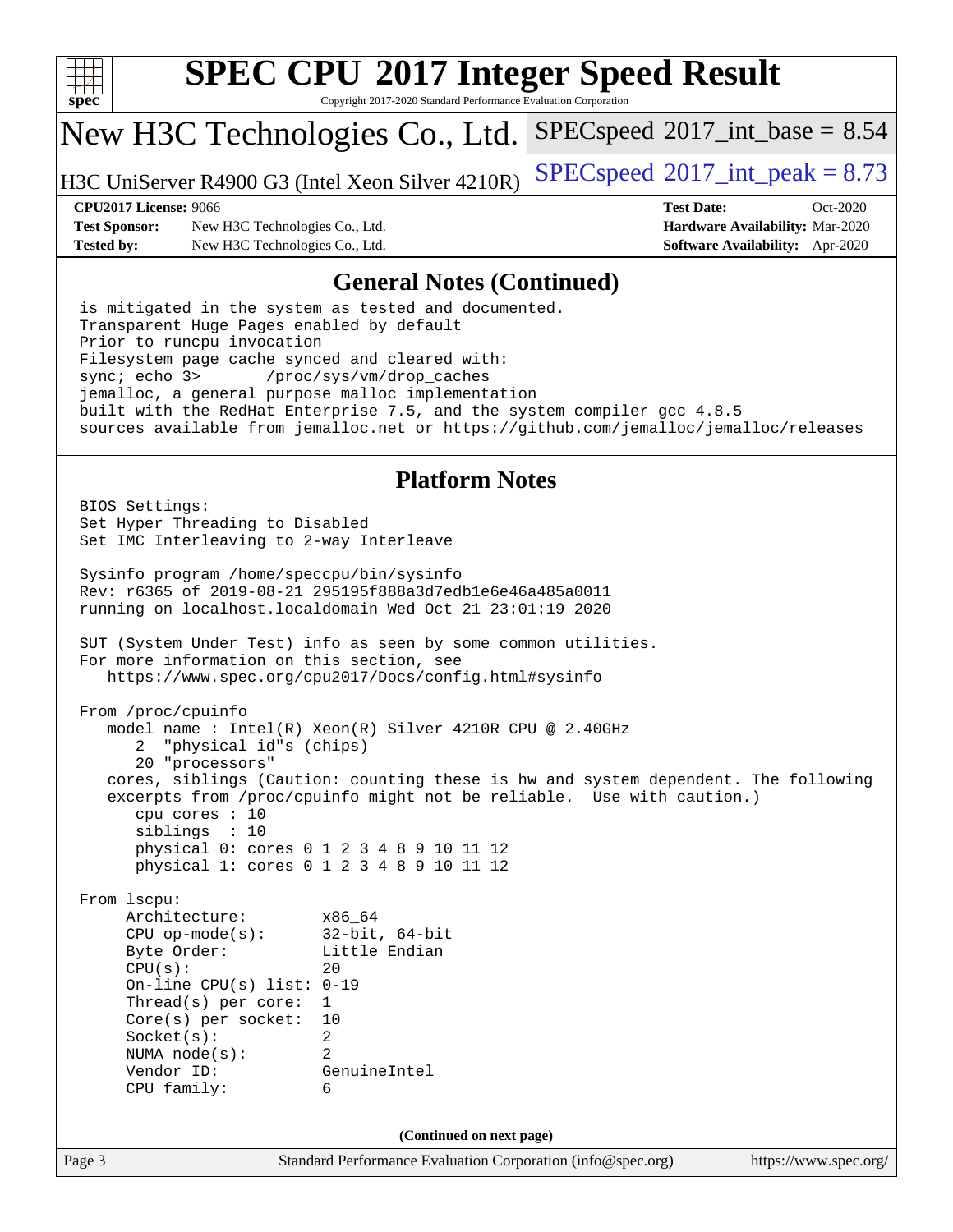## General Notes (Continued)

```
is mitigated in the system as tested and documented.
Transparent Huge Pages enabled by default
Prior to runcpu invocation
Filesystem page cache synced and cleared with:
sync; echo 3>       /proc/sys/vm/drop_caches
jemalloc, a general purpose malloc implementation
built with the RedHat Enterprise 7.5, and the system compiler gcc 4.8.5
sources available from jemalloc.net or https://github.com/jemalloc/jemalloc/releases
```

## Platform Notes

```
BIOS Settings:
Set Hyper Threading to Disabled
Set IMC Interleaving to 2-way Interleave

Sysinfo program /home/speccpu/bin/sysinfo
Rev: r6365 of 2019-08-21 295195f888a3d7edb1e6e46a485a0011
running on localhost.localdomain Wed Oct 21 23:01:19 2020

SUT (System Under Test) info as seen by some common utilities.
For more information on this section, see
   https://www.spec.org/cpu2017/Docs/config.html#sysinfo

From /proc/cpuinfo
   model name : Intel(R) Xeon(R) Silver 4210R CPU @ 2.40GHz
      2  "physical id"s (chips)
      20 "processors"
   cores, siblings (Caution: counting these is hw and system dependent. The following
   excerpts from /proc/cpuinfo might not be reliable.  Use with caution.)
      cpu cores : 10
      siblings  : 10
      physical 0: cores 0 1 2 3 4 8 9 10 11 12
      physical 1: cores 0 1 2 3 4 8 9 10 11 12

From lscpu:
     Architecture:        x86_64
     CPU op-mode(s):      32-bit, 64-bit
     Byte Order:          Little Endian
     CPU(s):              20
     On-line CPU(s) list: 0-19
     Thread(s) per core:  1
     Core(s) per socket:  10
     Socket(s):           2
     NUMA node(s):        2
     Vendor ID:           GenuineIntel
     CPU family:          6
```

(Continued on next page)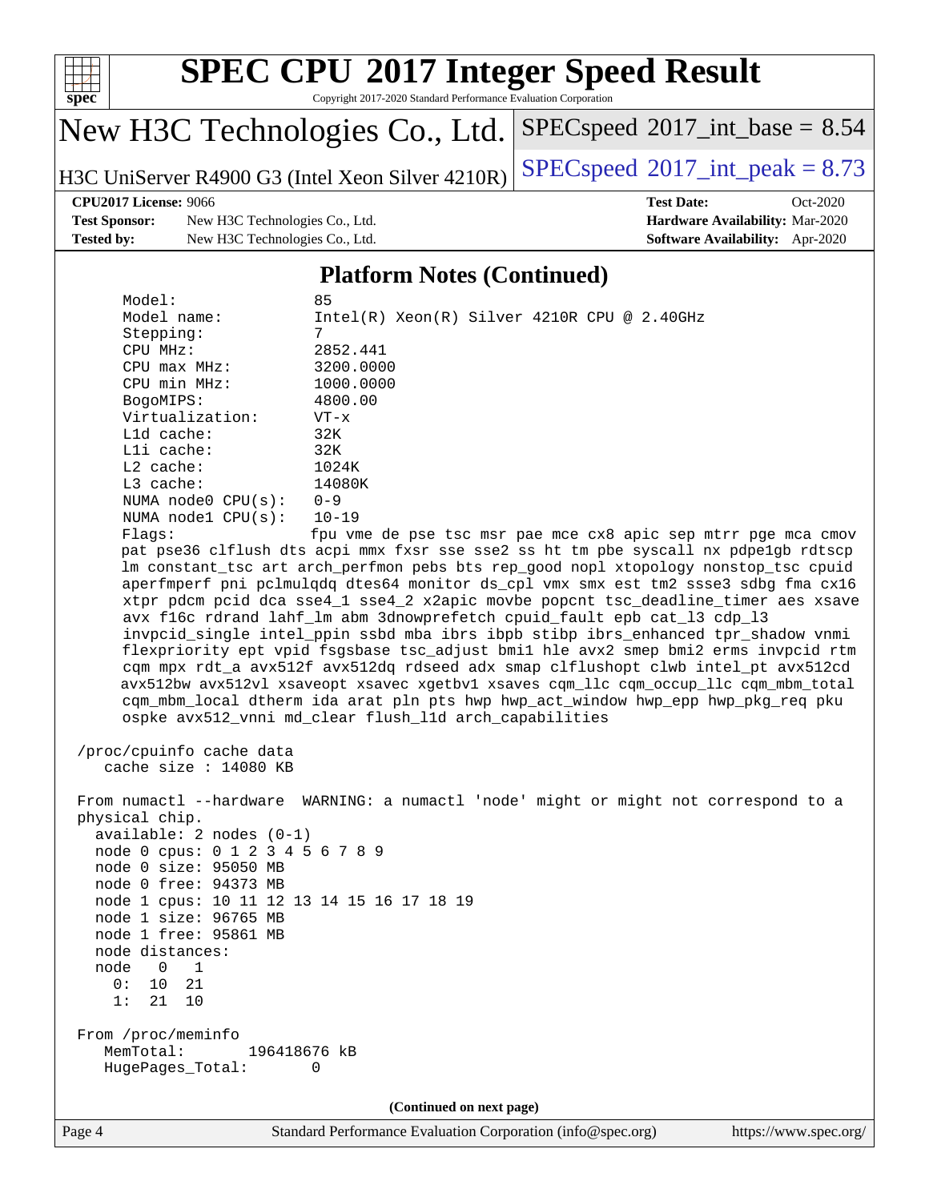# SPEC CPU 2017 Integer Speed Result

Copyright 2017-2020 Standard Performance Evaluation Corporation

**New H3C Technologies Co., Ltd.**

**H3C UniServer R4900 G3 (Intel Xeon Silver 4210R)**

SPECspeed 2017_int_base = 8.54

SPECspeed 2017_int_peak = 8.73

| | | | |
|---|---|---|---|
| **CPU2017 License:** | 9066 | **Test Date:** | Oct-2020 |
| **Test Sponsor:** | New H3C Technologies Co., Ltd. | **Hardware Availability:** | Mar-2020 |
| **Tested by:** | New H3C Technologies Co., Ltd. | **Software Availability:** | Apr-2020 |

## Platform Notes (Continued)

```
     Model:                 85
     Model name:            Intel(R) Xeon(R) Silver 4210R CPU @ 2.40GHz
     Stepping:              7
     CPU MHz:               2852.441
     CPU max MHz:           3200.0000
     CPU min MHz:           1000.0000
     BogoMIPS:              4800.00
     Virtualization:        VT-x
     L1d cache:             32K
     L1i cache:             32K
     L2 cache:              1024K
     L3 cache:              14080K
     NUMA node0 CPU(s):     0-9
     NUMA node1 CPU(s):     10-19
     Flags:                 fpu vme de pse tsc msr pae mce cx8 apic sep mtrr pge mca cmov
     pat pse36 clflush dts acpi mmx fxsr sse sse2 ss ht tm pbe syscall nx pdpe1gb rdtscp
     lm constant_tsc art arch_perfmon pebs bts rep_good nopl xtopology nonstop_tsc cpuid
     aperfmperf pni pclmulqdq dtes64 monitor ds_cpl vmx smx est tm2 ssse3 sdbg fma cx16
     xtpr pdcm pcid dca sse4_1 sse4_2 x2apic movbe popcnt tsc_deadline_timer aes xsave
     avx f16c rdrand lahf_lm abm 3dnowprefetch cpuid_fault epb cat_l3 cdp_l3
     invpcid_single intel_ppin ssbd mba ibrs ibpb stibp ibrs_enhanced tpr_shadow vnmi
     flexpriority ept vpid fsgsbase tsc_adjust bmi1 hle avx2 smep bmi2 erms invpcid rtm
     cqm mpx rdt_a avx512f avx512dq rdseed adx smap clflushopt clwb intel_pt avx512cd
     avx512bw avx512vl xsaveopt xsavec xgetbv1 xsaves cqm_llc cqm_occup_llc cqm_mbm_total
     cqm_mbm_local dtherm ida arat pln pts hwp hwp_act_window hwp_epp hwp_pkg_req pku
     ospke avx512_vnni md_clear flush_l1d arch_capabilities

 /proc/cpuinfo cache data
    cache size : 14080 KB

 From numactl --hardware  WARNING: a numactl 'node' might or might not correspond to a
 physical chip.
   available: 2 nodes (0-1)
   node 0 cpus: 0 1 2 3 4 5 6 7 8 9
   node 0 size: 95050 MB
   node 0 free: 94373 MB
   node 1 cpus: 10 11 12 13 14 15 16 17 18 19
   node 1 size: 96765 MB
   node 1 free: 95861 MB
   node distances:
   node   0   1
     0:  10  21
     1:  21  10

 From /proc/meminfo
    MemTotal:       196418676 kB
    HugePages_Total:       0
```

(Continued on next page)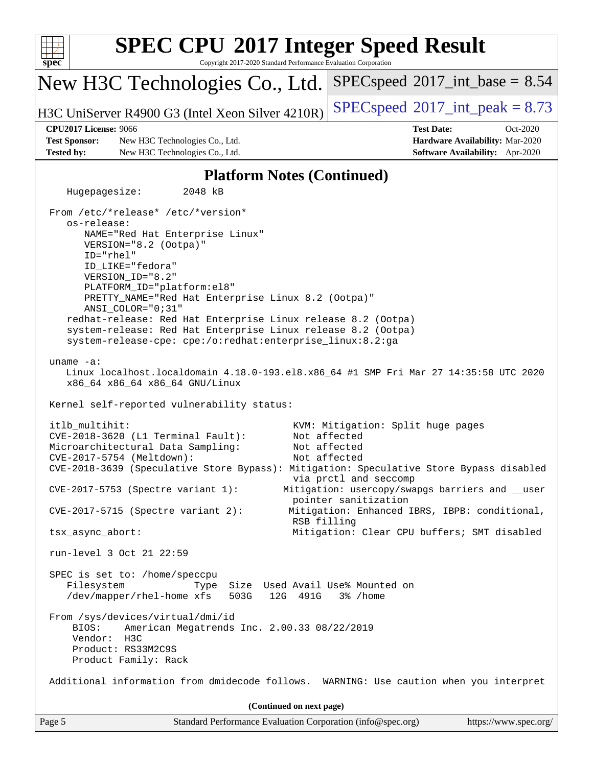# SPEC CPU 2017 Integer Speed Result

Copyright 2017-2020 Standard Performance Evaluation Corporation

## New H3C Technologies Co., Ltd.

H3C UniServer R4900 G3 (Intel Xeon Silver 4210R)

SPECspeed 2017_int_base = 8.54

SPECspeed 2017_int_peak = 8.73

**CPU2017 License:** 9066
**Test Sponsor:** New H3C Technologies Co., Ltd.
**Tested by:** New H3C Technologies Co., Ltd.

**Test Date:** Oct-2020
**Hardware Availability:** Mar-2020
**Software Availability:** Apr-2020

### Platform Notes (Continued)

```
    Hugepagesize:        2048 kB

 From /etc/*release* /etc/*version*
    os-release:
       NAME="Red Hat Enterprise Linux"
       VERSION="8.2 (Ootpa)"
       ID="rhel"
       ID_LIKE="fedora"
       VERSION_ID="8.2"
       PLATFORM_ID="platform:el8"
       PRETTY_NAME="Red Hat Enterprise Linux 8.2 (Ootpa)"
       ANSI_COLOR="0;31"
    redhat-release: Red Hat Enterprise Linux release 8.2 (Ootpa)
    system-release: Red Hat Enterprise Linux release 8.2 (Ootpa)
    system-release-cpe: cpe:/o:redhat:enterprise_linux:8.2:ga

 uname -a:
    Linux localhost.localdomain 4.18.0-193.el8.x86_64 #1 SMP Fri Mar 27 14:35:58 UTC 2020
    x86_64 x86_64 x86_64 GNU/Linux

 Kernel self-reported vulnerability status:

 itlb_multihit:                                   KVM: Mitigation: Split huge pages
 CVE-2018-3620 (L1 Terminal Fault):               Not affected
 Microarchitectural Data Sampling:                Not affected
 CVE-2017-5754 (Meltdown):                        Not affected
 CVE-2018-3639 (Speculative Store Bypass): Mitigation: Speculative Store Bypass disabled
                                                  via prctl and seccomp
 CVE-2017-5753 (Spectre variant 1):              Mitigation: usercopy/swapgs barriers and __user
                                                  pointer sanitization
 CVE-2017-5715 (Spectre variant 2):               Mitigation: Enhanced IBRS, IBPB: conditional,
                                                  RSB filling
 tsx_async_abort:                                 Mitigation: Clear CPU buffers; SMT disabled

 run-level 3 Oct 21 22:59

 SPEC is set to: /home/speccpu
    Filesystem            Type  Size  Used Avail Use% Mounted on
    /dev/mapper/rhel-home xfs   503G   12G  491G   3% /home

 From /sys/devices/virtual/dmi/id
     BIOS:    American Megatrends Inc. 2.00.33 08/22/2019
     Vendor:  H3C
     Product: RS33M2C9S
     Product Family: Rack

 Additional information from dmidecode follows.  WARNING: Use caution when you interpret
```

(Continued on next page)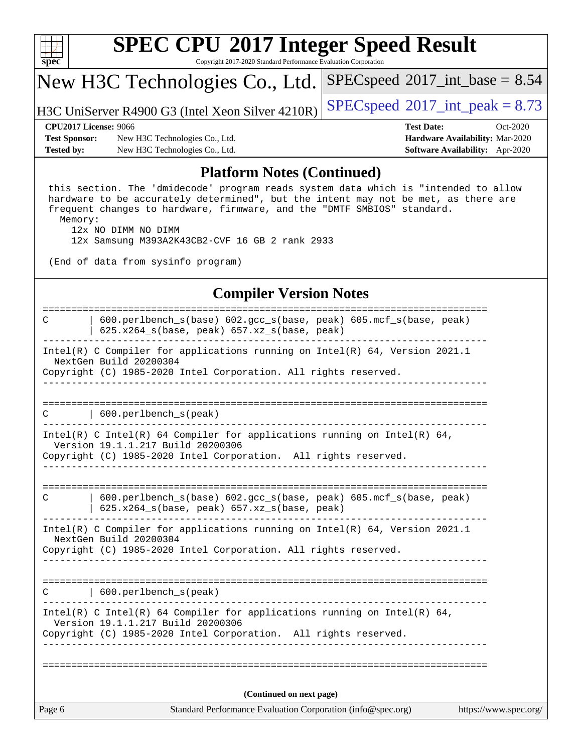## Platform Notes (Continued)

```
 this section. The 'dmidecode' program reads system data which is "intended to allow
 hardware to be accurately determined", but the intent may not be met, as there are
 frequent changes to hardware, firmware, and the "DMTF SMBIOS" standard.
   Memory:
     12x NO DIMM NO DIMM
     12x Samsung M393A2K43CB2-CVF 16 GB 2 rank 2933

 (End of data from sysinfo program)
```

## Compiler Version Notes

```
==============================================================================
C       | 600.perlbench_s(base) 602.gcc_s(base, peak) 605.mcf_s(base, peak)
        | 625.x264_s(base, peak) 657.xz_s(base, peak)
------------------------------------------------------------------------------
Intel(R) C Compiler for applications running on Intel(R) 64, Version 2021.1
  NextGen Build 20200304
Copyright (C) 1985-2020 Intel Corporation. All rights reserved.
------------------------------------------------------------------------------

==============================================================================
C       | 600.perlbench_s(peak)
------------------------------------------------------------------------------
Intel(R) C Intel(R) 64 Compiler for applications running on Intel(R) 64,
  Version 19.1.1.217 Build 20200306
Copyright (C) 1985-2020 Intel Corporation.  All rights reserved.
------------------------------------------------------------------------------

==============================================================================
C       | 600.perlbench_s(base) 602.gcc_s(base, peak) 605.mcf_s(base, peak)
        | 625.x264_s(base, peak) 657.xz_s(base, peak)
------------------------------------------------------------------------------
Intel(R) C Compiler for applications running on Intel(R) 64, Version 2021.1
  NextGen Build 20200304
Copyright (C) 1985-2020 Intel Corporation. All rights reserved.
------------------------------------------------------------------------------

==============================================================================
C       | 600.perlbench_s(peak)
------------------------------------------------------------------------------
Intel(R) C Intel(R) 64 Compiler for applications running on Intel(R) 64,
  Version 19.1.1.217 Build 20200306
Copyright (C) 1985-2020 Intel Corporation.  All rights reserved.
------------------------------------------------------------------------------

==============================================================================
```

(Continued on next page)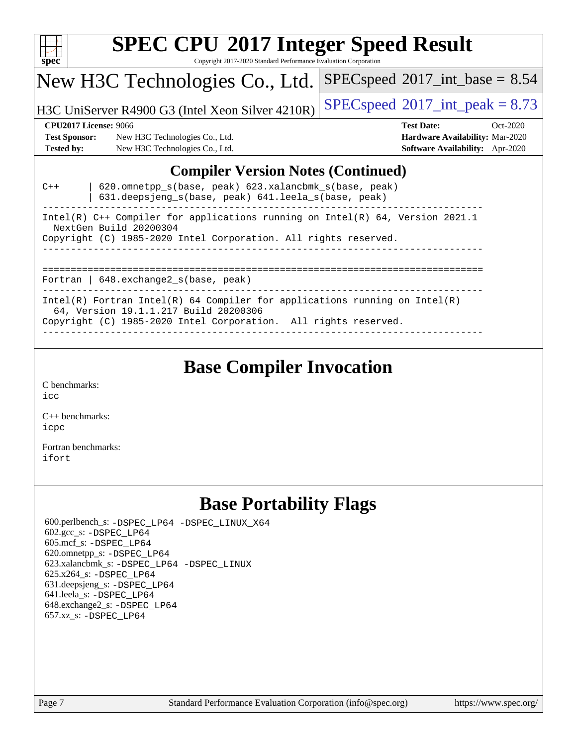## Compiler Version Notes (Continued)

```
C++     | 620.omnetpp_s(base, peak) 623.xalancbmk_s(base, peak)
        | 631.deepsjeng_s(base, peak) 641.leela_s(base, peak)
------------------------------------------------------------------------------
Intel(R) C++ Compiler for applications running on Intel(R) 64, Version 2021.1
  NextGen Build 20200304
Copyright (C) 1985-2020 Intel Corporation. All rights reserved.
------------------------------------------------------------------------------

==============================================================================
Fortran | 648.exchange2_s(base, peak)
------------------------------------------------------------------------------
Intel(R) Fortran Intel(R) 64 Compiler for applications running on Intel(R)
  64, Version 19.1.1.217 Build 20200306
Copyright (C) 1985-2020 Intel Corporation.  All rights reserved.
------------------------------------------------------------------------------
```

## Base Compiler Invocation

C benchmarks:
icc

C++ benchmarks:
icpc

Fortran benchmarks:
ifort

## Base Portability Flags

600.perlbench_s: -DSPEC_LP64 -DSPEC_LINUX_X64
602.gcc_s: -DSPEC_LP64
605.mcf_s: -DSPEC_LP64
620.omnetpp_s: -DSPEC_LP64
623.xalancbmk_s: -DSPEC_LP64 -DSPEC_LINUX
625.x264_s: -DSPEC_LP64
631.deepsjeng_s: -DSPEC_LP64
641.leela_s: -DSPEC_LP64
648.exchange2_s: -DSPEC_LP64
657.xz_s: -DSPEC_LP64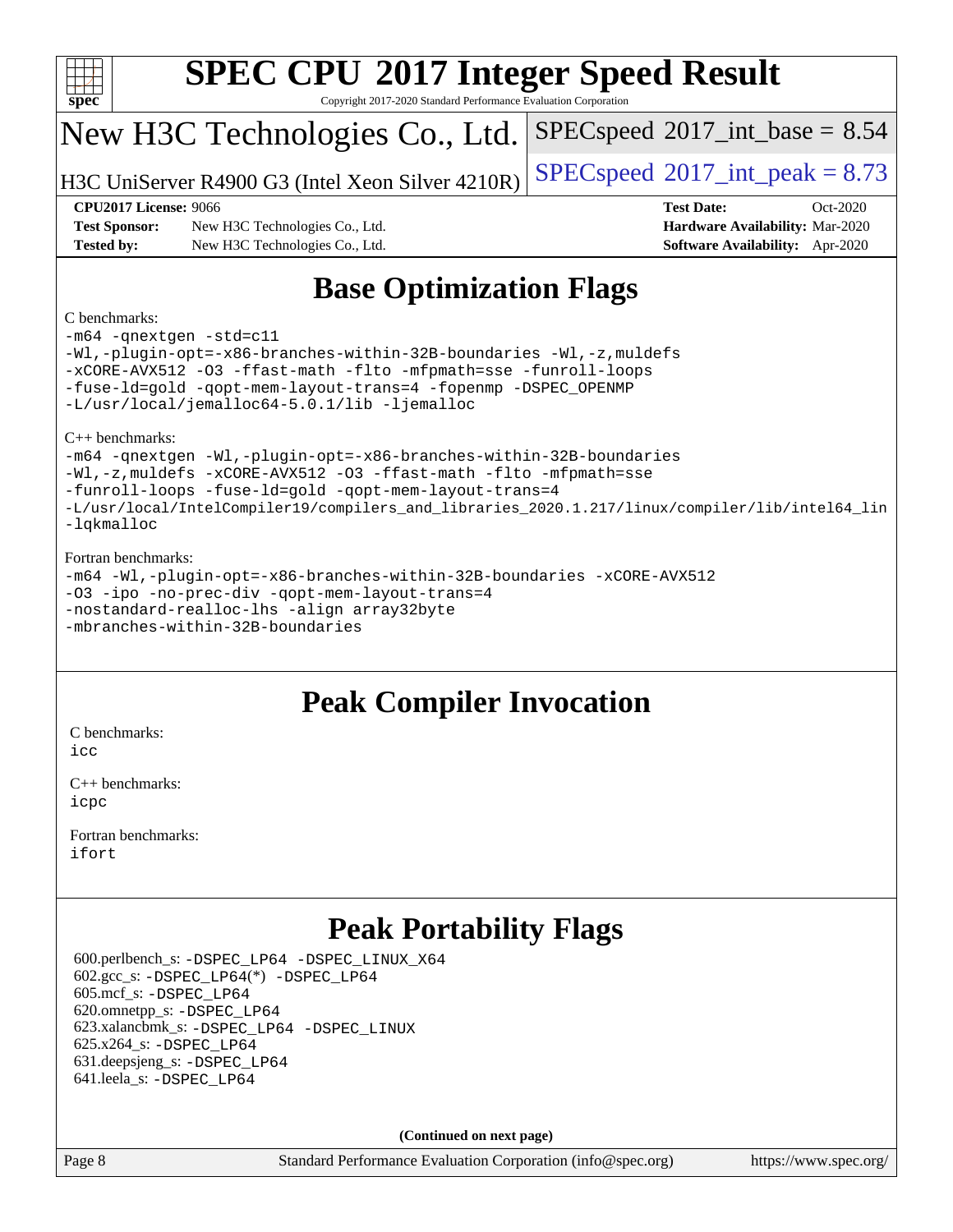# SPEC CPU 2017 Integer Speed Result

Copyright 2017-2020 Standard Performance Evaluation Corporation

## New H3C Technologies Co., Ltd.

H3C UniServer R4900 G3 (Intel Xeon Silver 4210R)

SPECspeed 2017_int_base = 8.54

SPECspeed 2017_int_peak = 8.73

**CPU2017 License:** 9066
**Test Sponsor:** New H3C Technologies Co., Ltd.
**Tested by:** New H3C Technologies Co., Ltd.
**Test Date:** Oct-2020
**Hardware Availability:** Mar-2020
**Software Availability:** Apr-2020

## Base Optimization Flags

C benchmarks:

```
-m64 -qnextgen -std=c11
-Wl,-plugin-opt=-x86-branches-within-32B-boundaries -Wl,-z,muldefs
-xCORE-AVX512 -O3 -ffast-math -flto -mfpmath=sse -funroll-loops
-fuse-ld=gold -qopt-mem-layout-trans=4 -fopenmp -DSPEC_OPENMP
-L/usr/local/jemalloc64-5.0.1/lib -ljemalloc
```

C++ benchmarks:

```
-m64 -qnextgen -Wl,-plugin-opt=-x86-branches-within-32B-boundaries
-Wl,-z,muldefs -xCORE-AVX512 -O3 -ffast-math -flto -mfpmath=sse
-funroll-loops -fuse-ld=gold -qopt-mem-layout-trans=4
-L/usr/local/IntelCompiler19/compilers_and_libraries_2020.1.217/linux/compiler/lib/intel64_lin
-lqkmalloc
```

Fortran benchmarks:

```
-m64 -Wl,-plugin-opt=-x86-branches-within-32B-boundaries -xCORE-AVX512
-O3 -ipo -no-prec-div -qopt-mem-layout-trans=4
-nostandard-realloc-lhs -align array32byte
-mbranches-within-32B-boundaries
```

## Peak Compiler Invocation

C benchmarks:
icc

C++ benchmarks:
icpc

Fortran benchmarks:
ifort

## Peak Portability Flags

600.perlbench_s: -DSPEC_LP64 -DSPEC_LINUX_X64
602.gcc_s: -DSPEC_LP64(*) -DSPEC_LP64
605.mcf_s: -DSPEC_LP64
620.omnetpp_s: -DSPEC_LP64
623.xalancbmk_s: -DSPEC_LP64 -DSPEC_LINUX
625.x264_s: -DSPEC_LP64
631.deepsjeng_s: -DSPEC_LP64
641.leela_s: -DSPEC_LP64

**(Continued on next page)**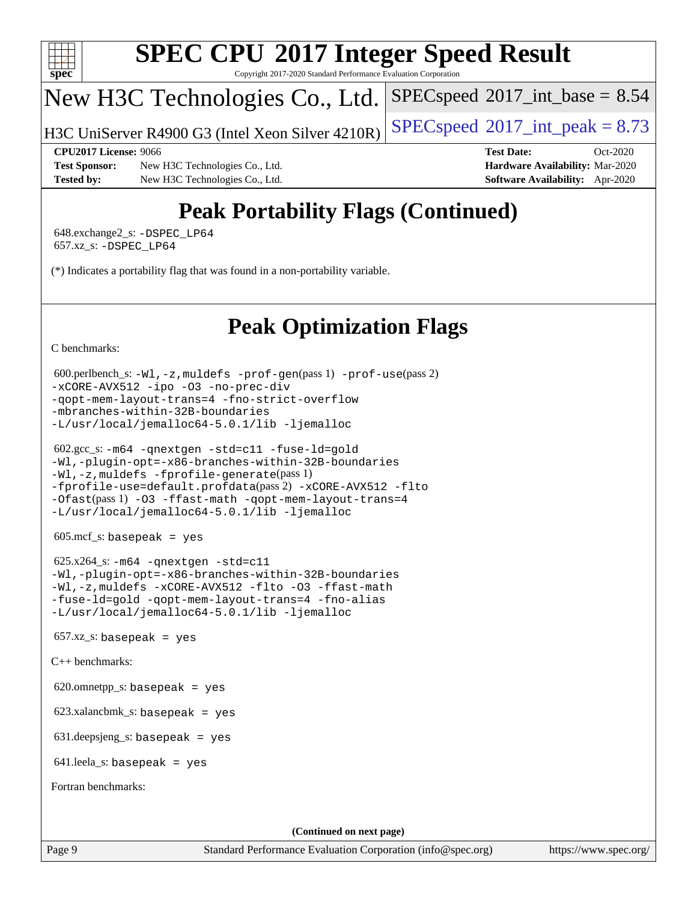# Peak Portability Flags (Continued)

648.exchange2_s: -DSPEC_LP64
657.xz_s: -DSPEC_LP64

(*) Indicates a portability flag that was found in a non-portability variable.

# Peak Optimization Flags

C benchmarks:

600.perlbench_s: -Wl,-z,muldefs -prof-gen(pass 1) -prof-use(pass 2) -xCORE-AVX512 -ipo -O3 -no-prec-div -qopt-mem-layout-trans=4 -fno-strict-overflow -mbranches-within-32B-boundaries -L/usr/local/jemalloc64-5.0.1/lib -ljemalloc

602.gcc_s: -m64 -qnextgen -std=c11 -fuse-ld=gold -Wl,-plugin-opt=-x86-branches-within-32B-boundaries -Wl,-z,muldefs -fprofile-generate(pass 1) -fprofile-use=default.profdata(pass 2) -xCORE-AVX512 -flto -Ofast(pass 1) -O3 -ffast-math -qopt-mem-layout-trans=4 -L/usr/local/jemalloc64-5.0.1/lib -ljemalloc

605.mcf_s: basepeak = yes

625.x264_s: -m64 -qnextgen -std=c11 -Wl,-plugin-opt=-x86-branches-within-32B-boundaries -Wl,-z,muldefs -xCORE-AVX512 -flto -O3 -ffast-math -fuse-ld=gold -qopt-mem-layout-trans=4 -fno-alias -L/usr/local/jemalloc64-5.0.1/lib -ljemalloc

657.xz_s: basepeak = yes

C++ benchmarks:

620.omnetpp_s: basepeak = yes

623.xalancbmk_s: basepeak = yes

631.deepsjeng_s: basepeak = yes

641.leela_s: basepeak = yes

Fortran benchmarks:

(Continued on next page)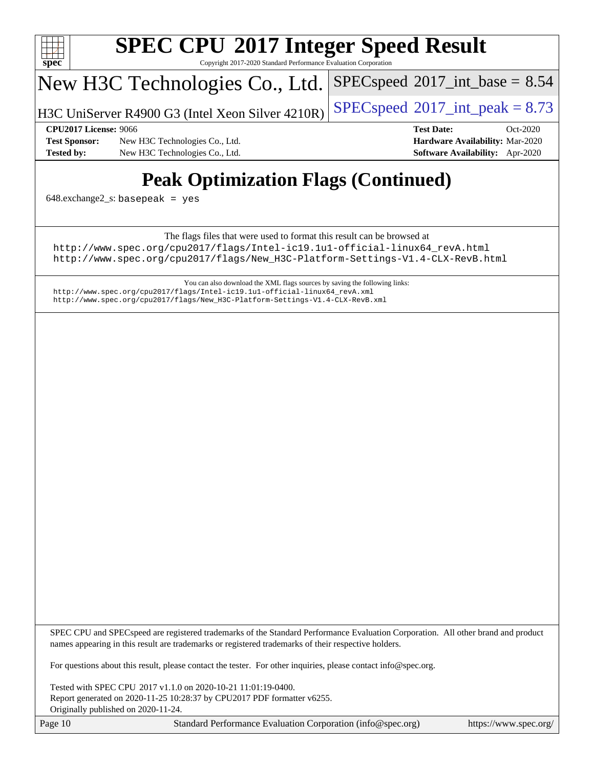# SPEC CPU 2017 Integer Speed Result

Copyright 2017-2020 Standard Performance Evaluation Corporation

New H3C Technologies Co., Ltd.

H3C UniServer R4900 G3 (Intel Xeon Silver 4210R)

SPECspeed 2017_int_base = 8.54

SPECspeed 2017_int_peak = 8.73

**CPU2017 License:** 9066
**Test Sponsor:** New H3C Technologies Co., Ltd.
**Tested by:** New H3C Technologies Co., Ltd.

**Test Date:** Oct-2020
**Hardware Availability:** Mar-2020
**Software Availability:** Apr-2020

## Peak Optimization Flags (Continued)

648.exchange2_s: basepeak = yes

The flags files that were used to format this result can be browsed at

http://www.spec.org/cpu2017/flags/Intel-ic19.1u1-official-linux64_revA.html
http://www.spec.org/cpu2017/flags/New_H3C-Platform-Settings-V1.4-CLX-RevB.html

You can also download the XML flags sources by saving the following links:

http://www.spec.org/cpu2017/flags/Intel-ic19.1u1-official-linux64_revA.xml
http://www.spec.org/cpu2017/flags/New_H3C-Platform-Settings-V1.4-CLX-RevB.xml

SPEC CPU and SPECspeed are registered trademarks of the Standard Performance Evaluation Corporation. All other brand and product names appearing in this result are trademarks or registered trademarks of their respective holders.

For questions about this result, please contact the tester. For other inquiries, please contact info@spec.org.

Tested with SPEC CPU 2017 v1.1.0 on 2020-10-21 11:01:19-0400.
Report generated on 2020-11-25 10:28:37 by CPU2017 PDF formatter v6255.
Originally published on 2020-11-24.